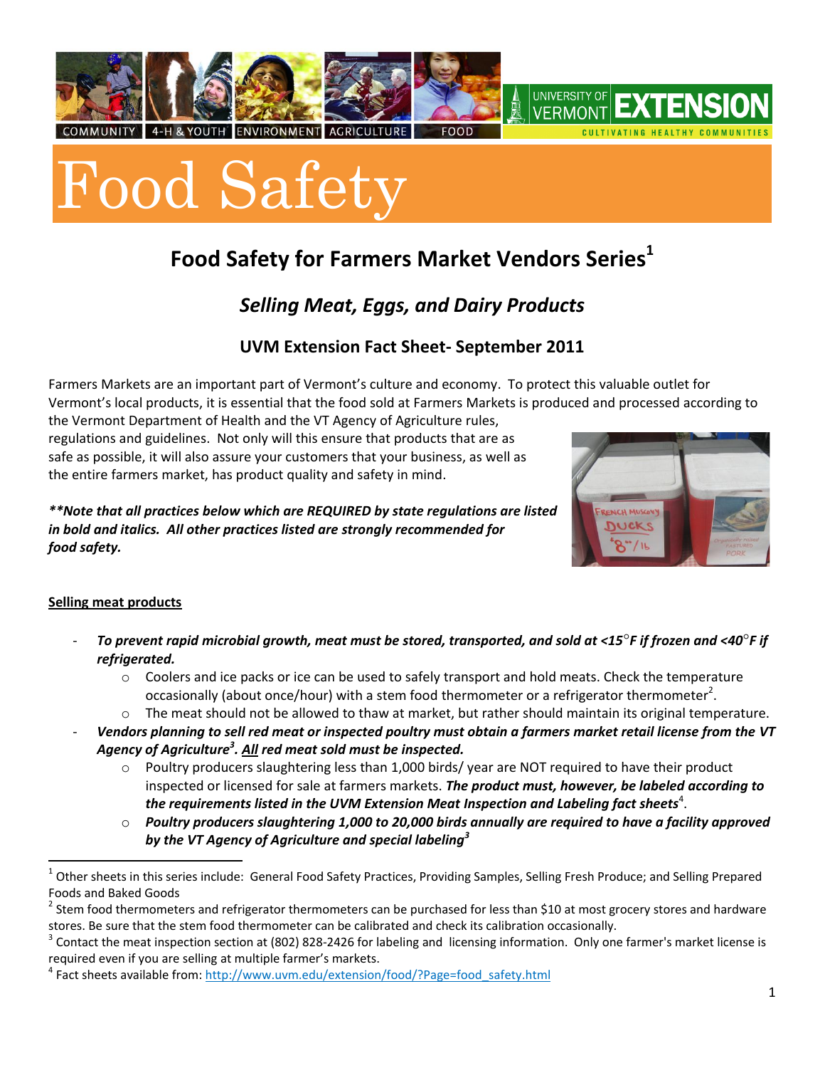# Food Safety

## Food Safety for Farmers Market Vendors Series[1]

### *Selling Meat, Eggs, and Dairy Products*

### UVM Extension Fact Sheet- September 2011

Farmers Markets are an important part of Vermont's culture and economy. To protect this valuable outlet for Vermont's local products, it is essential that the food sold at Farmers Markets is produced and processed according to the Vermont Department of Health and the VT Agency of Agriculture rules, regulations and guidelines. Not only will this ensure that products that are as safe as possible, it will also assure your customers that your business, as well as the entire farmers market, has product quality and safety in mind.

***\*\*Note that all practices below which are REQUIRED by state regulations are listed in bold and italics. All other practices listed are strongly recommended for food safety.***

**Selling meat products**

- ***To prevent rapid microbial growth, meat must be stored, transported, and sold at <15°F if frozen and <40°F if refrigerated.***
  - Coolers and ice packs or ice can be used to safely transport and hold meats. Check the temperature occasionally (about once/hour) with a stem food thermometer or a refrigerator thermometer[2].
  - The meat should not be allowed to thaw at market, but rather should maintain its original temperature.
- ***Vendors planning to sell red meat or inspected poultry must obtain a farmers market retail license from the VT Agency of Agriculture[3]. All red meat sold must be inspected.***
  - Poultry producers slaughtering less than 1,000 birds/ year are NOT required to have their product inspected or licensed for sale at farmers markets. ***The product must, however, be labeled according to the requirements listed in the UVM Extension Meat Inspection and Labeling fact sheets***[4].
  - ***Poultry producers slaughtering 1,000 to 20,000 birds annually are required to have a facility approved by the VT Agency of Agriculture and special labeling***[3]

---

[1] Other sheets in this series include: General Food Safety Practices, Providing Samples, Selling Fresh Produce; and Selling Prepared Foods and Baked Goods

[2] Stem food thermometers and refrigerator thermometers can be purchased for less than $10 at most grocery stores and hardware stores. Be sure that the stem food thermometer can be calibrated and check its calibration occasionally.

[3] Contact the meat inspection section at (802) 828-2426 for labeling and licensing information. Only one farmer's market license is required even if you are selling at multiple farmer's markets.

[4] Fact sheets available from: http://www.uvm.edu/extension/food/?Page=food_safety.html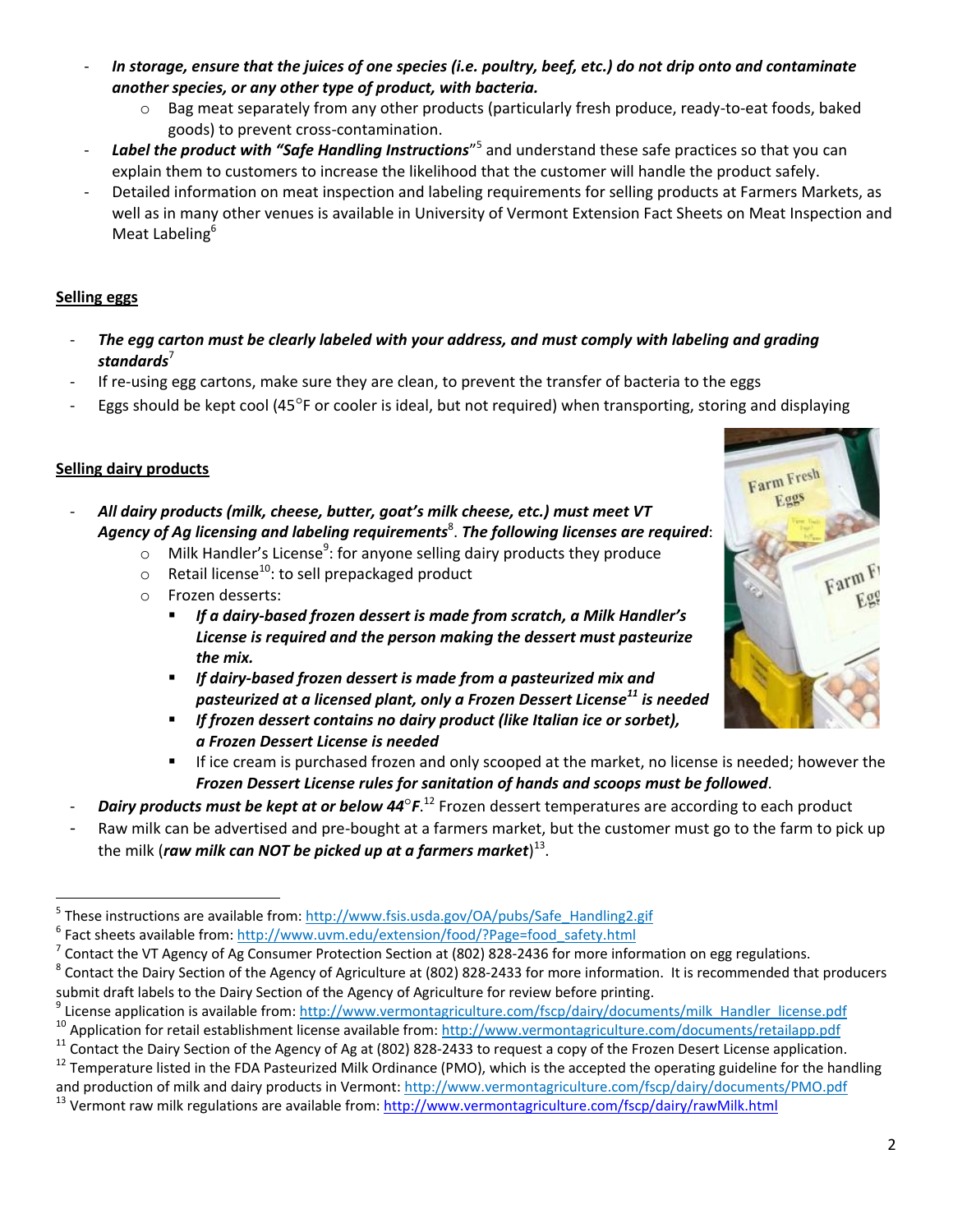- ***In storage, ensure that the juices of one species (i.e. poultry, beef, etc.) do not drip onto and contaminate another species, or any other type of product, with bacteria.***
    - Bag meat separately from any other products (particularly fresh produce, ready-to-eat foods, baked goods) to prevent cross-contamination.
- ***Label the product with "Safe Handling Instructions"***[5] and understand these safe practices so that you can explain them to customers to increase the likelihood that the customer will handle the product safely.
- Detailed information on meat inspection and labeling requirements for selling products at Farmers Markets, as well as in many other venues is available in University of Vermont Extension Fact Sheets on Meat Inspection and Meat Labeling[6]

## Selling eggs

- ***The egg carton must be clearly labeled with your address, and must comply with labeling and grading standards***[7]
- If re-using egg cartons, make sure they are clean, to prevent the transfer of bacteria to the eggs
- Eggs should be kept cool (45°F or cooler is ideal, but not required) when transporting, storing and displaying

## Selling dairy products

- ***All dairy products (milk, cheese, butter, goat's milk cheese, etc.) must meet VT Agency of Ag licensing and labeling requirements***[8]. ***The following licenses are required***:
    - Milk Handler's License[9]: for anyone selling dairy products they produce
    - Retail license[10]: to sell prepackaged product
    - Frozen desserts:
        - ***If a dairy-based frozen dessert is made from scratch, a Milk Handler's License is required and the person making the dessert must pasteurize the mix.***
        - ***If dairy-based frozen dessert is made from a pasteurized mix and pasteurized at a licensed plant, only a Frozen Dessert License***[11] ***is needed***
        - ***If frozen dessert contains no dairy product (like Italian ice or sorbet), a Frozen Dessert License is needed***
        - If ice cream is purchased frozen and only scooped at the market, no license is needed; however the ***Frozen Dessert License rules for sanitation of hands and scoops must be followed***.
- ***Dairy products must be kept at or below 44°F***.[12] Frozen dessert temperatures are according to each product
- Raw milk can be advertised and pre-bought at a farmers market, but the customer must go to the farm to pick up the milk (***raw milk can NOT be picked up at a farmers market***)[13].

---

[5] These instructions are available from: http://www.fsis.usda.gov/OA/pubs/Safe_Handling2.gif

[6] Fact sheets available from: http://www.uvm.edu/extension/food/?Page=food_safety.html

[7] Contact the VT Agency of Ag Consumer Protection Section at (802) 828-2436 for more information on egg regulations.

[8] Contact the Dairy Section of the Agency of Agriculture at (802) 828-2433 for more information. It is recommended that producers submit draft labels to the Dairy Section of the Agency of Agriculture for review before printing.

[9] License application is available from: http://www.vermontagriculture.com/fscp/dairy/documents/milk_Handler_license.pdf

[10] Application for retail establishment license available from: http://www.vermontagriculture.com/documents/retailapp.pdf

[11] Contact the Dairy Section of the Agency of Ag at (802) 828-2433 to request a copy of the Frozen Desert License application.

[12] Temperature listed in the FDA Pasteurized Milk Ordinance (PMO), which is the accepted the operating guideline for the handling and production of milk and dairy products in Vermont: http://www.vermontagriculture.com/fscp/dairy/documents/PMO.pdf

[13] Vermont raw milk regulations are available from: http://www.vermontagriculture.com/fscp/dairy/rawMilk.html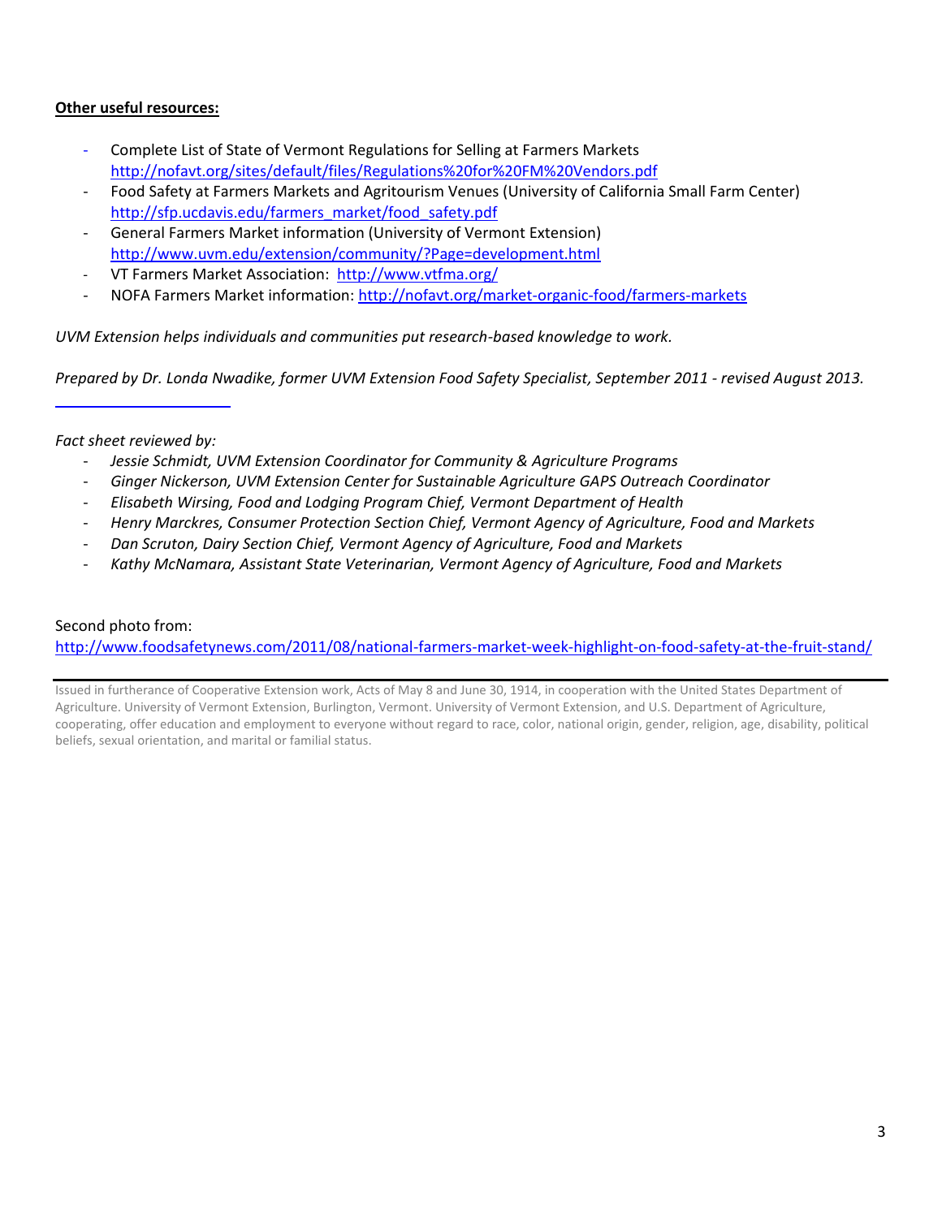**<u>Other useful resources:</u>**

- Complete List of State of Vermont Regulations for Selling at Farmers Markets
  http://nofavt.org/sites/default/files/Regulations%20for%20FM%20Vendors.pdf
- Food Safety at Farmers Markets and Agritourism Venues (University of California Small Farm Center)
  http://sfp.ucdavis.edu/farmers_market/food_safety.pdf
- General Farmers Market information (University of Vermont Extension)
  http://www.uvm.edu/extension/community/?Page=development.html
- VT Farmers Market Association: http://www.vtfma.org/
- NOFA Farmers Market information: http://nofavt.org/market-organic-food/farmers-markets

*UVM Extension helps individuals and communities put research-based knowledge to work.*

*Prepared by Dr. Londa Nwadike, former UVM Extension Food Safety Specialist, September 2011 - revised August 2013.*

---

*Fact sheet reviewed by:*

- *Jessie Schmidt, UVM Extension Coordinator for Community & Agriculture Programs*
- *Ginger Nickerson, UVM Extension Center for Sustainable Agriculture GAPS Outreach Coordinator*
- *Elisabeth Wirsing, Food and Lodging Program Chief, Vermont Department of Health*
- *Henry Marckres, Consumer Protection Section Chief, Vermont Agency of Agriculture, Food and Markets*
- *Dan Scruton, Dairy Section Chief, Vermont Agency of Agriculture, Food and Markets*
- *Kathy McNamara, Assistant State Veterinarian, Vermont Agency of Agriculture, Food and Markets*

Second photo from:
http://www.foodsafetynews.com/2011/08/national-farmers-market-week-highlight-on-food-safety-at-the-fruit-stand/

---

Issued in furtherance of Cooperative Extension work, Acts of May 8 and June 30, 1914, in cooperation with the United States Department of Agriculture. University of Vermont Extension, Burlington, Vermont. University of Vermont Extension, and U.S. Department of Agriculture, cooperating, offer education and employment to everyone without regard to race, color, national origin, gender, religion, age, disability, political beliefs, sexual orientation, and marital or familial status.